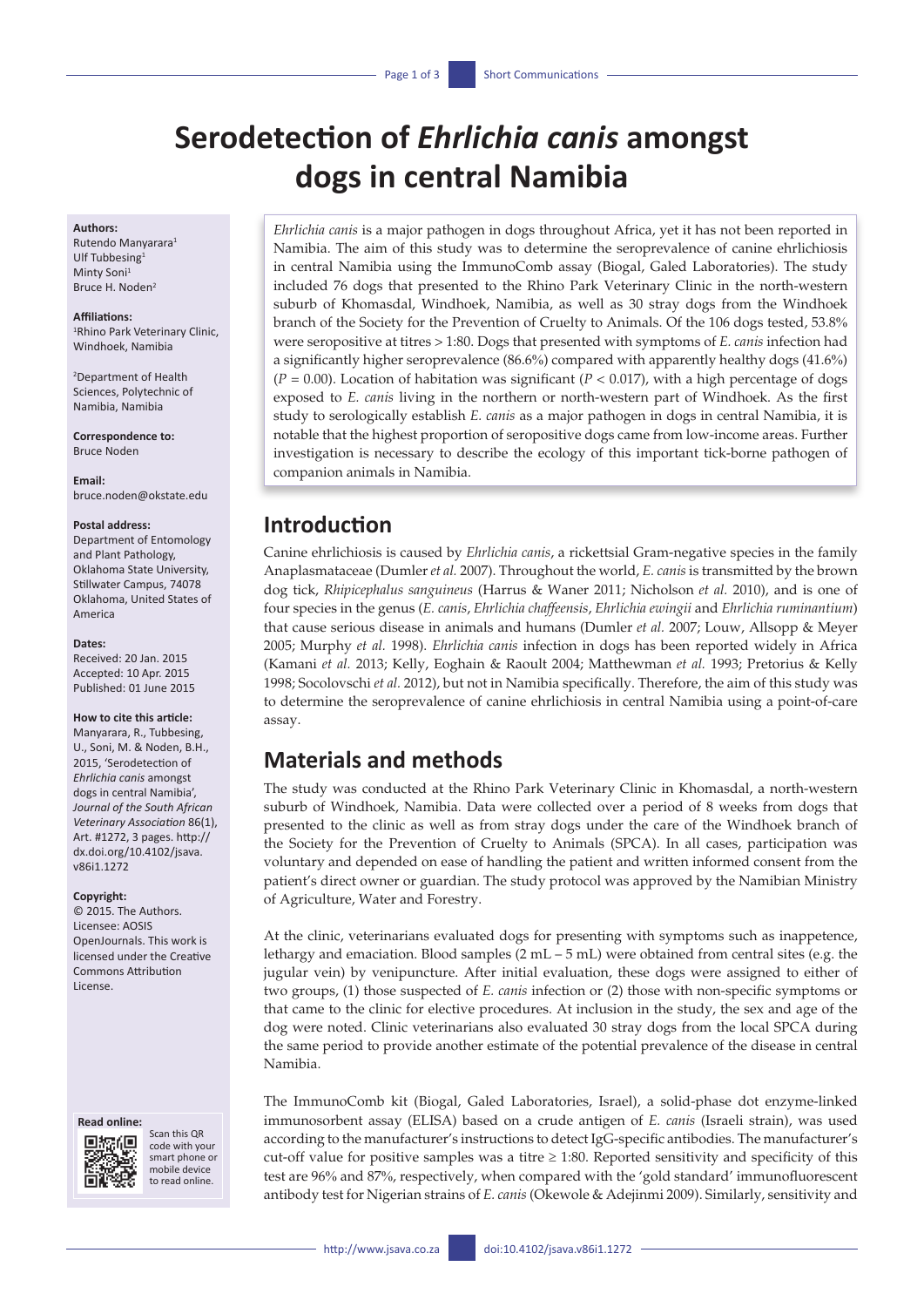# Serodetection of *Ehrlichia canis* amongst dogs in central Namibia

**Authors:**
Rutendo Manyarara[1]
Ulf Tubbesing[1]
Minty Soni[1]
Bruce H. Noden[2]

**Affiliations:**
[1]Rhino Park Veterinary Clinic, Windhoek, Namibia

[2]Department of Health Sciences, Polytechnic of Namibia, Namibia

**Correspondence to:**
Bruce Noden

**Email:**
bruce.noden@okstate.edu

**Postal address:**
Department of Entomology and Plant Pathology, Oklahoma State University, Stillwater Campus, 74078 Oklahoma, United States of America

**Dates:**
Received: 20 Jan. 2015
Accepted: 10 Apr. 2015
Published: 01 June 2015

**How to cite this article:**
Manyarara, R., Tubbesing, U., Soni, M. & Noden, B.H., 2015, 'Serodetection of *Ehrlichia canis* amongst dogs in central Namibia', *Journal of the South African Veterinary Association* 86(1), Art. #1272, 3 pages. http://dx.doi.org/10.4102/jsava.v86i1.1272

**Copyright:**
© 2015. The Authors. Licensee: AOSIS OpenJournals. This work is licensed under the Creative Commons Attribution License.

**Read online:**
Scan this QR code with your smart phone or mobile device to read online.

*Ehrlichia canis* is a major pathogen in dogs throughout Africa, yet it has not been reported in Namibia. The aim of this study was to determine the seroprevalence of canine ehrlichiosis in central Namibia using the ImmunoComb assay (Biogal, Galed Laboratories). The study included 76 dogs that presented to the Rhino Park Veterinary Clinic in the north-western suburb of Khomasdal, Windhoek, Namibia, as well as 30 stray dogs from the Windhoek branch of the Society for the Prevention of Cruelty to Animals. Of the 106 dogs tested, 53.8% were seropositive at titres > 1:80. Dogs that presented with symptoms of *E. canis* infection had a significantly higher seroprevalence (86.6%) compared with apparently healthy dogs (41.6%) ($P = 0.00$). Location of habitation was significant ($P < 0.017$), with a high percentage of dogs exposed to *E. canis* living in the northern or north-western part of Windhoek. As the first study to serologically establish *E. canis* as a major pathogen in dogs in central Namibia, it is notable that the highest proportion of seropositive dogs came from low-income areas. Further investigation is necessary to describe the ecology of this important tick-borne pathogen of companion animals in Namibia.

## Introduction

Canine ehrlichiosis is caused by *Ehrlichia canis*, a rickettsial Gram-negative species in the family Anaplasmataceae (Dumler *et al.* 2007). Throughout the world, *E. canis* is transmitted by the brown dog tick, *Rhipicephalus sanguineus* (Harrus & Waner 2011; Nicholson *et al.* 2010), and is one of four species in the genus (*E. canis*, *Ehrlichia chaffeensis*, *Ehrlichia ewingii* and *Ehrlichia ruminantium*) that cause serious disease in animals and humans (Dumler *et al.* 2007; Louw, Allsopp & Meyer 2005; Murphy *et al.* 1998). *Ehrlichia canis* infection in dogs has been reported widely in Africa (Kamani *et al.* 2013; Kelly, Eoghain & Raoult 2004; Matthewman *et al.* 1993; Pretorius & Kelly 1998; Socolovschi *et al.* 2012), but not in Namibia specifically. Therefore, the aim of this study was to determine the seroprevalence of canine ehrlichiosis in central Namibia using a point-of-care assay.

## Materials and methods

The study was conducted at the Rhino Park Veterinary Clinic in Khomasdal, a north-western suburb of Windhoek, Namibia. Data were collected over a period of 8 weeks from dogs that presented to the clinic as well as from stray dogs under the care of the Windhoek branch of the Society for the Prevention of Cruelty to Animals (SPCA). In all cases, participation was voluntary and depended on ease of handling the patient and written informed consent from the patient's direct owner or guardian. The study protocol was approved by the Namibian Ministry of Agriculture, Water and Forestry.

At the clinic, veterinarians evaluated dogs for presenting with symptoms such as inappetence, lethargy and emaciation. Blood samples (2 mL – 5 mL) were obtained from central sites (e.g. the jugular vein) by venipuncture. After initial evaluation, these dogs were assigned to either of two groups, (1) those suspected of *E. canis* infection or (2) those with non-specific symptoms or that came to the clinic for elective procedures. At inclusion in the study, the sex and age of the dog were noted. Clinic veterinarians also evaluated 30 stray dogs from the local SPCA during the same period to provide another estimate of the potential prevalence of the disease in central Namibia.

The ImmunoComb kit (Biogal, Galed Laboratories, Israel), a solid-phase dot enzyme-linked immunosorbent assay (ELISA) based on a crude antigen of *E. canis* (Israeli strain), was used according to the manufacturer's instructions to detect IgG-specific antibodies. The manufacturer's cut-off value for positive samples was a titre ≥ 1:80. Reported sensitivity and specificity of this test are 96% and 87%, respectively, when compared with the 'gold standard' immunofluorescent antibody test for Nigerian strains of *E. canis* (Okewole & Adejinmi 2009). Similarly, sensitivity and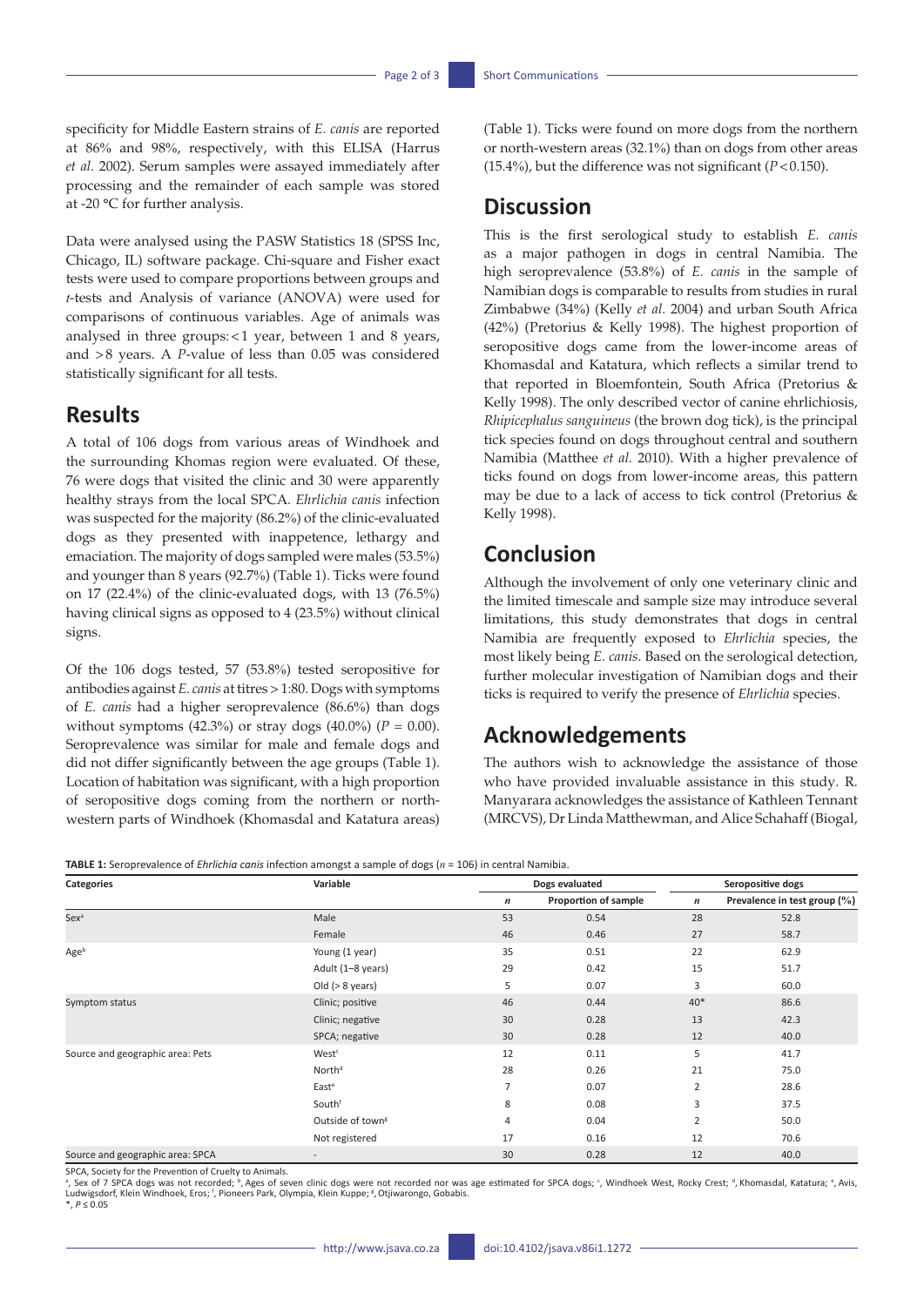specificity for Middle Eastern strains of *E. canis* are reported at 86% and 98%, respectively, with this ELISA (Harrus *et al.* 2002). Serum samples were assayed immediately after processing and the remainder of each sample was stored at -20 °C for further analysis.

Data were analysed using the PASW Statistics 18 (SPSS Inc, Chicago, IL) software package. Chi-square and Fisher exact tests were used to compare proportions between groups and *t*-tests and Analysis of variance (ANOVA) were used for comparisons of continuous variables. Age of animals was analysed in three groups: < 1 year, between 1 and 8 years, and > 8 years. A *P*-value of less than 0.05 was considered statistically significant for all tests.

## Results

A total of 106 dogs from various areas of Windhoek and the surrounding Khomas region were evaluated. Of these, 76 were dogs that visited the clinic and 30 were apparently healthy strays from the local SPCA. *Ehrlichia canis* infection was suspected for the majority (86.2%) of the clinic-evaluated dogs as they presented with inappetence, lethargy and emaciation. The majority of dogs sampled were males (53.5%) and younger than 8 years (92.7%) (Table 1). Ticks were found on 17 (22.4%) of the clinic-evaluated dogs, with 13 (76.5%) having clinical signs as opposed to 4 (23.5%) without clinical signs.

Of the 106 dogs tested, 57 (53.8%) tested seropositive for antibodies against *E. canis* at titres > 1:80. Dogs with symptoms of *E. canis* had a higher seroprevalence (86.6%) than dogs without symptoms (42.3%) or stray dogs (40.0%) ($P = 0.00$). Seroprevalence was similar for male and female dogs and did not differ significantly between the age groups (Table 1). Location of habitation was significant, with a high proportion of seropositive dogs coming from the northern or north-western parts of Windhoek (Khomasdal and Katatura areas) (Table 1). Ticks were found on more dogs from the northern or north-western areas (32.1%) than on dogs from other areas (15.4%), but the difference was not significant ($P < 0.150$).

## Discussion

This is the first serological study to establish *E. canis* as a major pathogen in dogs in central Namibia. The high seroprevalence (53.8%) of *E. canis* in the sample of Namibian dogs is comparable to results from studies in rural Zimbabwe (34%) (Kelly *et al.* 2004) and urban South Africa (42%) (Pretorius & Kelly 1998). The highest proportion of seropositive dogs came from the lower-income areas of Khomasdal and Katatura, which reflects a similar trend to that reported in Bloemfontein, South Africa (Pretorius & Kelly 1998). The only described vector of canine ehrlichiosis, *Rhipicephalus sanguineus* (the brown dog tick), is the principal tick species found on dogs throughout central and southern Namibia (Matthee *et al.* 2010). With a higher prevalence of ticks found on dogs from lower-income areas, this pattern may be due to a lack of access to tick control (Pretorius & Kelly 1998).

## Conclusion

Although the involvement of only one veterinary clinic and the limited timescale and sample size may introduce several limitations, this study demonstrates that dogs in central Namibia are frequently exposed to *Ehrlichia* species, the most likely being *E. canis*. Based on the serological detection, further molecular investigation of Namibian dogs and their ticks is required to verify the presence of *Ehrlichia* species.

## Acknowledgements

The authors wish to acknowledge the assistance of those who have provided invaluable assistance in this study. R. Manyarara acknowledges the assistance of Kathleen Tennant (MRCVS), Dr Linda Matthewman, and Alice Schahaff (Biogal,

**TABLE 1:** Seroprevalence of *Ehrlichia canis* infection amongst a sample of dogs ($n$ = 106) in central Namibia.

| Categories | Variable | Dogs evaluated | | Seropositive dogs | |
|---|---|---|---|---|---|
| | | *n* | Proportion of sample | *n* | Prevalence in test group (%) |
| Sex[a] | Male | 53 | 0.54 | 28 | 52.8 |
| | Female | 46 | 0.46 | 27 | 58.7 |
| Age[b] | Young (1 year) | 35 | 0.51 | 22 | 62.9 |
| | Adult (1–8 years) | 29 | 0.42 | 15 | 51.7 |
| | Old (> 8 years) | 5 | 0.07 | 3 | 60.0 |
| Symptom status | Clinic; positive | 46 | 0.44 | 40* | 86.6 |
| | Clinic; negative | 30 | 0.28 | 13 | 42.3 |
| | SPCA; negative | 30 | 0.28 | 12 | 40.0 |
| Source and geographic area: Pets | West[c] | 12 | 0.11 | 5 | 41.7 |
| | North[d] | 28 | 0.26 | 21 | 75.0 |
| | East[e] | 7 | 0.07 | 2 | 28.6 |
| | South[f] | 8 | 0.08 | 3 | 37.5 |
| | Outside of town[g] | 4 | 0.04 | 2 | 50.0 |
| | Not registered | 17 | 0.16 | 12 | 70.6 |
| Source and geographic area: SPCA | - | 30 | 0.28 | 12 | 40.0 |

SPCA, Society for the Prevention of Cruelty to Animals.

[a], Sex of 7 SPCA dogs was not recorded; [b], Ages of seven clinic dogs were not recorded nor was age estimated for SPCA dogs; [c], Windhoek West, Rocky Crest; [d], Khomasdal, Katatura; [e], Avis, Ludwigsdorf, Klein Windhoek, Eros; [f], Pioneers Park, Olympia, Klein Kuppe; [g], Otjiwarongo, Gobabis.

*, $P \leq 0.05$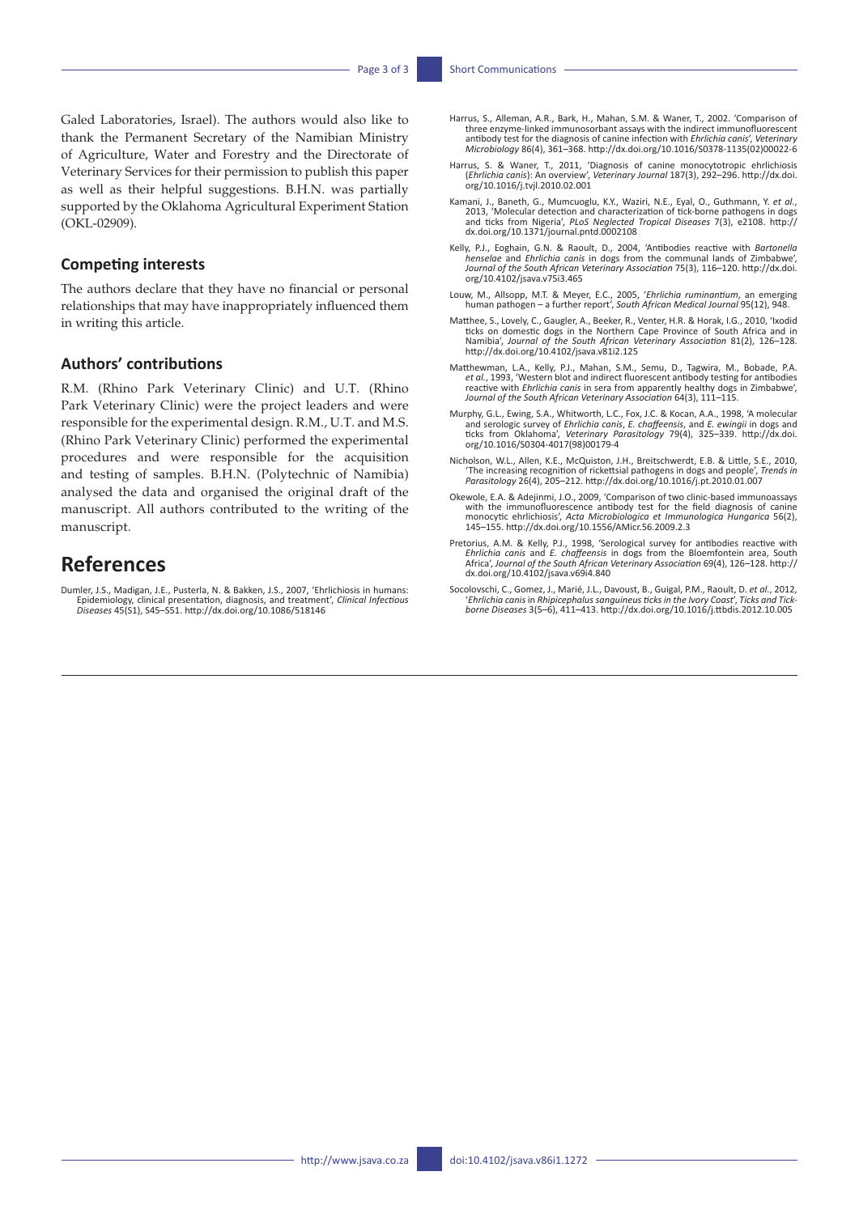Galed Laboratories, Israel). The authors would also like to thank the Permanent Secretary of the Namibian Ministry of Agriculture, Water and Forestry and the Directorate of Veterinary Services for their permission to publish this paper as well as their helpful suggestions. B.H.N. was partially supported by the Oklahoma Agricultural Experiment Station (OKL-02909).

### Competing interests

The authors declare that they have no financial or personal relationships that may have inappropriately influenced them in writing this article.

### Authors' contributions

R.M. (Rhino Park Veterinary Clinic) and U.T. (Rhino Park Veterinary Clinic) were the project leaders and were responsible for the experimental design. R.M., U.T. and M.S. (Rhino Park Veterinary Clinic) performed the experimental procedures and were responsible for the acquisition and testing of samples. B.H.N. (Polytechnic of Namibia) analysed the data and organised the original draft of the manuscript. All authors contributed to the writing of the manuscript.

## References

Dumler, J.S., Madigan, J.E., Pusterla, N. & Bakken, J.S., 2007, 'Ehrlichiosis in humans: Epidemiology, clinical presentation, diagnosis, and treatment', *Clinical Infectious Diseases* 45(S1), S45–S51. http://dx.doi.org/10.1086/518146

Harrus, S., Alleman, A.R., Bark, H., Mahan, S.M. & Waner, T., 2002. 'Comparison of three enzyme-linked immunosorbant assays with the indirect immunofluorescent antibody test for the diagnosis of canine infection with *Ehrlichia canis*', *Veterinary Microbiology* 86(4), 361–368. http://dx.doi.org/10.1016/S0378-1135(02)00022-6

Harrus, S. & Waner, T., 2011, 'Diagnosis of canine monocytotropic ehrlichiosis (*Ehrlichia canis*): An overview', *Veterinary Journal* 187(3), 292–296. http://dx.doi.org/10.1016/j.tvjl.2010.02.001

Kamani, J., Baneth, G., Mumcuoglu, K.Y., Waziri, N.E., Eyal, O., Guthmann, Y. *et al.*, 2013, 'Molecular detection and characterization of tick-borne pathogens in dogs and ticks from Nigeria', *PLoS Neglected Tropical Diseases* 7(3), e2108. http://dx.doi.org/10.1371/journal.pntd.0002108

Kelly, P.J., Eoghain, G.N. & Raoult, D., 2004, 'Antibodies reactive with *Bartonella henselae* and *Ehrlichia canis* in dogs from the communal lands of Zimbabwe', *Journal of the South African Veterinary Association* 75(3), 116–120. http://dx.doi.org/10.4102/jsava.v75i3.465

Louw, M., Allsopp, M.T. & Meyer, E.C., 2005, '*Ehrlichia ruminantium*, an emerging human pathogen – a further report', *South African Medical Journal* 95(12), 948.

Matthee, S., Lovely, C., Gaugler, A., Beeker, R., Venter, H.R. & Horak, I.G., 2010, 'Ixodid ticks on domestic dogs in the Northern Cape Province of South Africa and in Namibia', *Journal of the South African Veterinary Association* 81(2), 126–128. http://dx.doi.org/10.4102/jsava.v81i2.125

Matthewman, L.A., Kelly, P.J., Mahan, S.M., Semu, D., Tagwira, M., Bobade, P.A. *et al.*, 1993, 'Western blot and indirect fluorescent antibody testing for antibodies reactive with *Ehrlichia canis* in sera from apparently healthy dogs in Zimbabwe', *Journal of the South African Veterinary Association* 64(3), 111–115.

Murphy, G.L., Ewing, S.A., Whitworth, L.C., Fox, J.C. & Kocan, A.A., 1998, 'A molecular and serologic survey of *Ehrlichia canis*, *E. chaffeensis*, and *E. ewingii* in dogs and ticks from Oklahoma', *Veterinary Parasitology* 79(4), 325–339. http://dx.doi.org/10.1016/S0304-4017(98)00179-4

Nicholson, W.L., Allen, K.E., McQuiston, J.H., Breitschwerdt, E.B. & Little, S.E., 2010, 'The increasing recognition of rickettsial pathogens in dogs and people', *Trends in Parasitology* 26(4), 205–212. http://dx.doi.org/10.1016/j.pt.2010.01.007

Okewole, E.A. & Adejinmi, J.O., 2009, 'Comparison of two clinic-based immunoassays with the immunofluorescence antibody test for the field diagnosis of canine monocytic ehrlichiosis', *Acta Microbiologica et Immunologica Hungarica* 56(2), 145–155. http://dx.doi.org/10.1556/AMicr.56.2009.2.3

Pretorius, A.M. & Kelly, P.J., 1998, 'Serological survey for antibodies reactive with *Ehrlichia canis* and *E. chaffeensis* in dogs from the Bloemfontein area, South Africa', *Journal of the South African Veterinary Association* 69(4), 126–128. http://dx.doi.org/10.4102/jsava.v69i4.840

Socolovschi, C., Gomez, J., Marié, J.L., Davoust, B., Guigal, P.M., Raoult, D. *et al.*, 2012, '*Ehrlichia canis* in *Rhipicephalus sanguineus ticks in the Ivory Coast*', *Ticks and Tick-borne Diseases* 3(5–6), 411–413. http://dx.doi.org/10.1016/j.ttbdis.2012.10.005